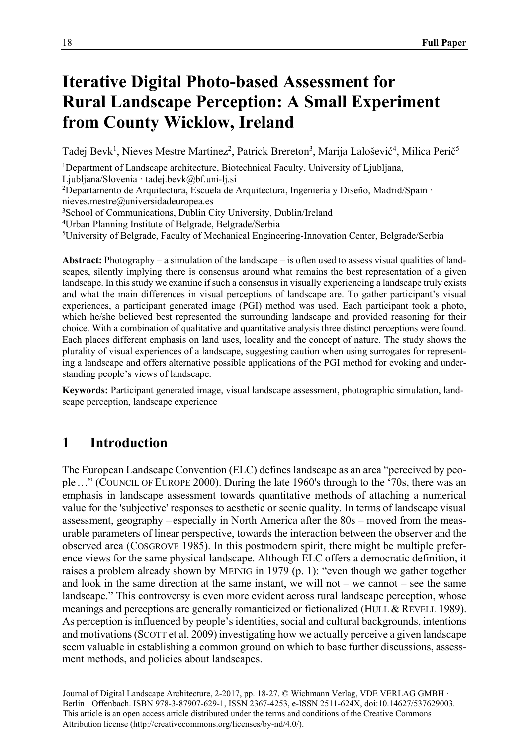# Iterative Digital Photo-based Assessment for Rural Landscape Perception: A Small Experiment from County Wicklow, Ireland

Tadej Bevk[1], Nieves Mestre Martinez[2], Patrick Brereton[3], Marija Lalošević[4], Milica Perič[5]

[1]Department of Landscape architecture, Biotechnical Faculty, University of Ljubljana, Ljubljana/Slovenia · tadej.bevk@bf.uni-lj.si

[2]Departamento de Arquitectura, Escuela de Arquitectura, Ingeniería y Diseño, Madrid/Spain · nieves.mestre@universidadeuropea.es

[3]School of Communications, Dublin City University, Dublin/Ireland

[4]Urban Planning Institute of Belgrade, Belgrade/Serbia

[5]University of Belgrade, Faculty of Mechanical Engineering-Innovation Center, Belgrade/Serbia

**Abstract:** Photography – a simulation of the landscape – is often used to assess visual qualities of landscapes, silently implying there is consensus around what remains the best representation of a given landscape. In this study we examine if such a consensus in visually experiencing a landscape truly exists and what the main differences in visual perceptions of landscape are. To gather participant's visual experiences, a participant generated image (PGI) method was used. Each participant took a photo, which he/she believed best represented the surrounding landscape and provided reasoning for their choice. With a combination of qualitative and quantitative analysis three distinct perceptions were found. Each places different emphasis on land uses, locality and the concept of nature. The study shows the plurality of visual experiences of a landscape, suggesting caution when using surrogates for representing a landscape and offers alternative possible applications of the PGI method for evoking and understanding people's views of landscape.

**Keywords:** Participant generated image, visual landscape assessment, photographic simulation, landscape perception, landscape experience

## 1 Introduction

The European Landscape Convention (ELC) defines landscape as an area "perceived by people…" (COUNCIL OF EUROPE 2000). During the late 1960's through to the '70s, there was an emphasis in landscape assessment towards quantitative methods of attaching a numerical value for the 'subjective' responses to aesthetic or scenic quality. In terms of landscape visual assessment, geography – especially in North America after the 80s – moved from the measurable parameters of linear perspective, towards the interaction between the observer and the observed area (COSGROVE 1985). In this postmodern spirit, there might be multiple preference views for the same physical landscape. Although ELC offers a democratic definition, it raises a problem already shown by MEINIG in 1979 (p. 1): "even though we gather together and look in the same direction at the same instant, we will not – we cannot – see the same landscape." This controversy is even more evident across rural landscape perception, whose meanings and perceptions are generally romanticized or fictionalized (HULL & REVELL 1989). As perception is influenced by people's identities, social and cultural backgrounds, intentions and motivations (SCOTT et al. 2009) investigating how we actually perceive a given landscape seem valuable in establishing a common ground on which to base further discussions, assessment methods, and policies about landscapes.

Journal of Digital Landscape Architecture, 2-2017, pp. 18-27. © Wichmann Verlag, VDE VERLAG GMBH · Berlin · Offenbach. ISBN 978-3-87907-629-1, ISSN 2367-4253, e-ISSN 2511-624X, doi:10.14627/537629003. This article is an open access article distributed under the terms and conditions of the Creative Commons Attribution license (http://creativecommons.org/licenses/by-nd/4.0/).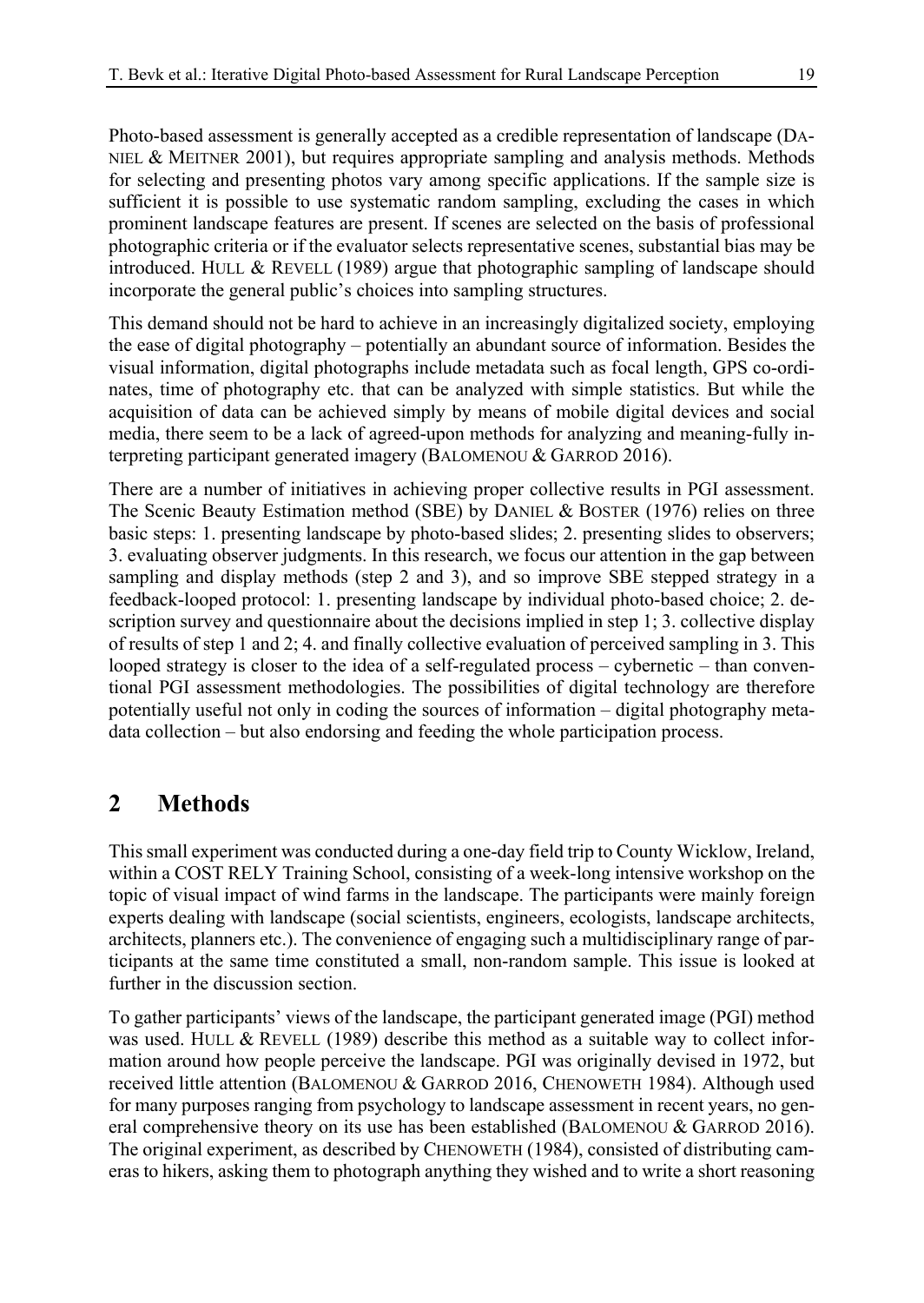Photo-based assessment is generally accepted as a credible representation of landscape (DANIEL & MEITNER 2001), but requires appropriate sampling and analysis methods. Methods for selecting and presenting photos vary among specific applications. If the sample size is sufficient it is possible to use systematic random sampling, excluding the cases in which prominent landscape features are present. If scenes are selected on the basis of professional photographic criteria or if the evaluator selects representative scenes, substantial bias may be introduced. HULL & REVELL (1989) argue that photographic sampling of landscape should incorporate the general public's choices into sampling structures.

This demand should not be hard to achieve in an increasingly digitalized society, employing the ease of digital photography – potentially an abundant source of information. Besides the visual information, digital photographs include metadata such as focal length, GPS co-ordinates, time of photography etc. that can be analyzed with simple statistics. But while the acquisition of data can be achieved simply by means of mobile digital devices and social media, there seem to be a lack of agreed-upon methods for analyzing and meaning-fully interpreting participant generated imagery (BALOMENOU & GARROD 2016).

There are a number of initiatives in achieving proper collective results in PGI assessment. The Scenic Beauty Estimation method (SBE) by DANIEL & BOSTER (1976) relies on three basic steps: 1. presenting landscape by photo-based slides; 2. presenting slides to observers; 3. evaluating observer judgments. In this research, we focus our attention in the gap between sampling and display methods (step 2 and 3), and so improve SBE stepped strategy in a feedback-looped protocol: 1. presenting landscape by individual photo-based choice; 2. description survey and questionnaire about the decisions implied in step 1; 3. collective display of results of step 1 and 2; 4. and finally collective evaluation of perceived sampling in 3. This looped strategy is closer to the idea of a self-regulated process – cybernetic – than conventional PGI assessment methodologies. The possibilities of digital technology are therefore potentially useful not only in coding the sources of information – digital photography metadata collection – but also endorsing and feeding the whole participation process.

## 2 Methods

This small experiment was conducted during a one-day field trip to County Wicklow, Ireland, within a COST RELY Training School, consisting of a week-long intensive workshop on the topic of visual impact of wind farms in the landscape. The participants were mainly foreign experts dealing with landscape (social scientists, engineers, ecologists, landscape architects, architects, planners etc.). The convenience of engaging such a multidisciplinary range of participants at the same time constituted a small, non-random sample. This issue is looked at further in the discussion section.

To gather participants' views of the landscape, the participant generated image (PGI) method was used. HULL & REVELL (1989) describe this method as a suitable way to collect information around how people perceive the landscape. PGI was originally devised in 1972, but received little attention (BALOMENOU & GARROD 2016, CHENOWETH 1984). Although used for many purposes ranging from psychology to landscape assessment in recent years, no general comprehensive theory on its use has been established (BALOMENOU & GARROD 2016). The original experiment, as described by CHENOWETH (1984), consisted of distributing cameras to hikers, asking them to photograph anything they wished and to write a short reasoning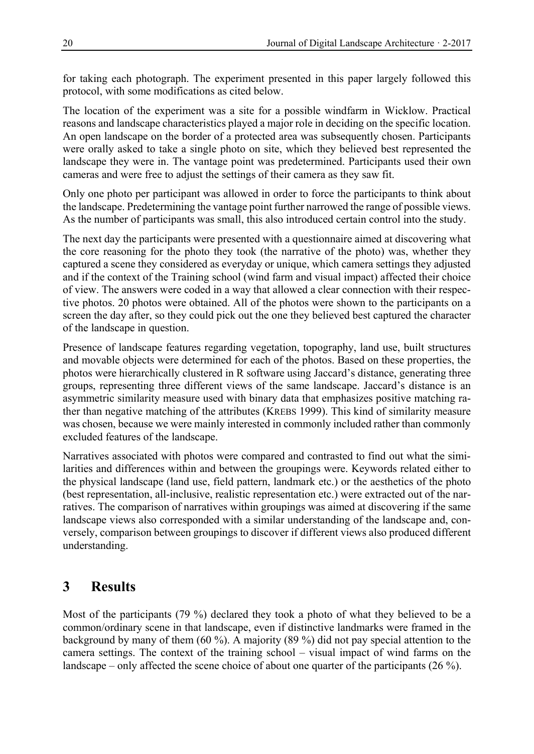for taking each photograph. The experiment presented in this paper largely followed this protocol, with some modifications as cited below.

The location of the experiment was a site for a possible windfarm in Wicklow. Practical reasons and landscape characteristics played a major role in deciding on the specific location. An open landscape on the border of a protected area was subsequently chosen. Participants were orally asked to take a single photo on site, which they believed best represented the landscape they were in. The vantage point was predetermined. Participants used their own cameras and were free to adjust the settings of their camera as they saw fit.

Only one photo per participant was allowed in order to force the participants to think about the landscape. Predetermining the vantage point further narrowed the range of possible views. As the number of participants was small, this also introduced certain control into the study.

The next day the participants were presented with a questionnaire aimed at discovering what the core reasoning for the photo they took (the narrative of the photo) was, whether they captured a scene they considered as everyday or unique, which camera settings they adjusted and if the context of the Training school (wind farm and visual impact) affected their choice of view. The answers were coded in a way that allowed a clear connection with their respective photos. 20 photos were obtained. All of the photos were shown to the participants on a screen the day after, so they could pick out the one they believed best captured the character of the landscape in question.

Presence of landscape features regarding vegetation, topography, land use, built structures and movable objects were determined for each of the photos. Based on these properties, the photos were hierarchically clustered in R software using Jaccard's distance, generating three groups, representing three different views of the same landscape. Jaccard's distance is an asymmetric similarity measure used with binary data that emphasizes positive matching rather than negative matching of the attributes (KREBS 1999). This kind of similarity measure was chosen, because we were mainly interested in commonly included rather than commonly excluded features of the landscape.

Narratives associated with photos were compared and contrasted to find out what the similarities and differences within and between the groupings were. Keywords related either to the physical landscape (land use, field pattern, landmark etc.) or the aesthetics of the photo (best representation, all-inclusive, realistic representation etc.) were extracted out of the narratives. The comparison of narratives within groupings was aimed at discovering if the same landscape views also corresponded with a similar understanding of the landscape and, conversely, comparison between groupings to discover if different views also produced different understanding.

# 3 Results

Most of the participants (79 %) declared they took a photo of what they believed to be a common/ordinary scene in that landscape, even if distinctive landmarks were framed in the background by many of them (60 %). A majority (89 %) did not pay special attention to the camera settings. The context of the training school – visual impact of wind farms on the landscape – only affected the scene choice of about one quarter of the participants (26 %).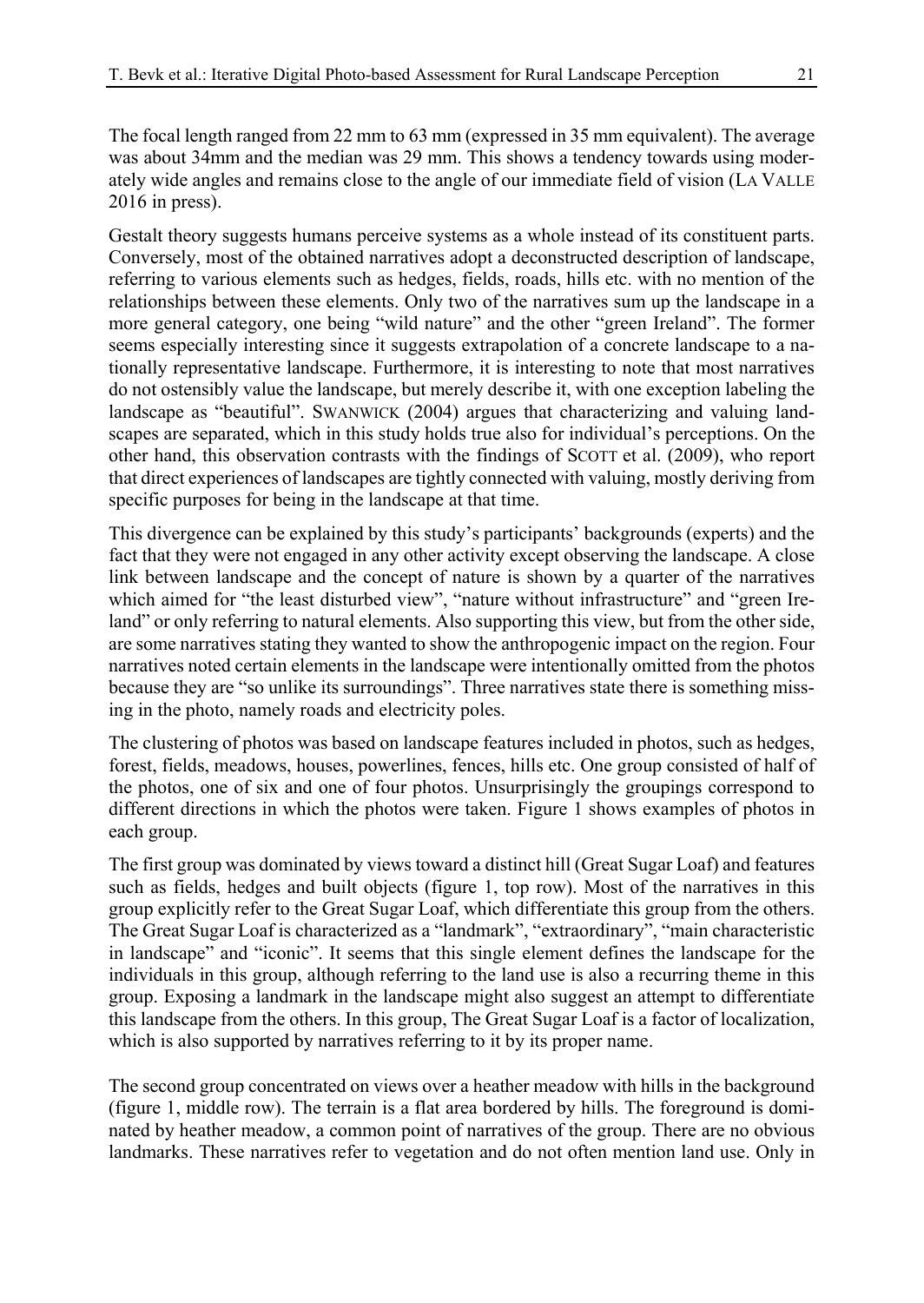The focal length ranged from 22 mm to 63 mm (expressed in 35 mm equivalent). The average was about 34mm and the median was 29 mm. This shows a tendency towards using moderately wide angles and remains close to the angle of our immediate field of vision (LA VALLE 2016 in press).

Gestalt theory suggests humans perceive systems as a whole instead of its constituent parts. Conversely, most of the obtained narratives adopt a deconstructed description of landscape, referring to various elements such as hedges, fields, roads, hills etc. with no mention of the relationships between these elements. Only two of the narratives sum up the landscape in a more general category, one being "wild nature" and the other "green Ireland". The former seems especially interesting since it suggests extrapolation of a concrete landscape to a nationally representative landscape. Furthermore, it is interesting to note that most narratives do not ostensibly value the landscape, but merely describe it, with one exception labeling the landscape as "beautiful". SWANWICK (2004) argues that characterizing and valuing landscapes are separated, which in this study holds true also for individual's perceptions. On the other hand, this observation contrasts with the findings of SCOTT et al. (2009), who report that direct experiences of landscapes are tightly connected with valuing, mostly deriving from specific purposes for being in the landscape at that time.

This divergence can be explained by this study's participants' backgrounds (experts) and the fact that they were not engaged in any other activity except observing the landscape. A close link between landscape and the concept of nature is shown by a quarter of the narratives which aimed for "the least disturbed view", "nature without infrastructure" and "green Ireland" or only referring to natural elements. Also supporting this view, but from the other side, are some narratives stating they wanted to show the anthropogenic impact on the region. Four narratives noted certain elements in the landscape were intentionally omitted from the photos because they are "so unlike its surroundings". Three narratives state there is something missing in the photo, namely roads and electricity poles.

The clustering of photos was based on landscape features included in photos, such as hedges, forest, fields, meadows, houses, powerlines, fences, hills etc. One group consisted of half of the photos, one of six and one of four photos. Unsurprisingly the groupings correspond to different directions in which the photos were taken. Figure 1 shows examples of photos in each group.

The first group was dominated by views toward a distinct hill (Great Sugar Loaf) and features such as fields, hedges and built objects (figure 1, top row). Most of the narratives in this group explicitly refer to the Great Sugar Loaf, which differentiate this group from the others. The Great Sugar Loaf is characterized as a "landmark", "extraordinary", "main characteristic in landscape" and "iconic". It seems that this single element defines the landscape for the individuals in this group, although referring to the land use is also a recurring theme in this group. Exposing a landmark in the landscape might also suggest an attempt to differentiate this landscape from the others. In this group, The Great Sugar Loaf is a factor of localization, which is also supported by narratives referring to it by its proper name.

The second group concentrated on views over a heather meadow with hills in the background (figure 1, middle row). The terrain is a flat area bordered by hills. The foreground is dominated by heather meadow, a common point of narratives of the group. There are no obvious landmarks. These narratives refer to vegetation and do not often mention land use. Only in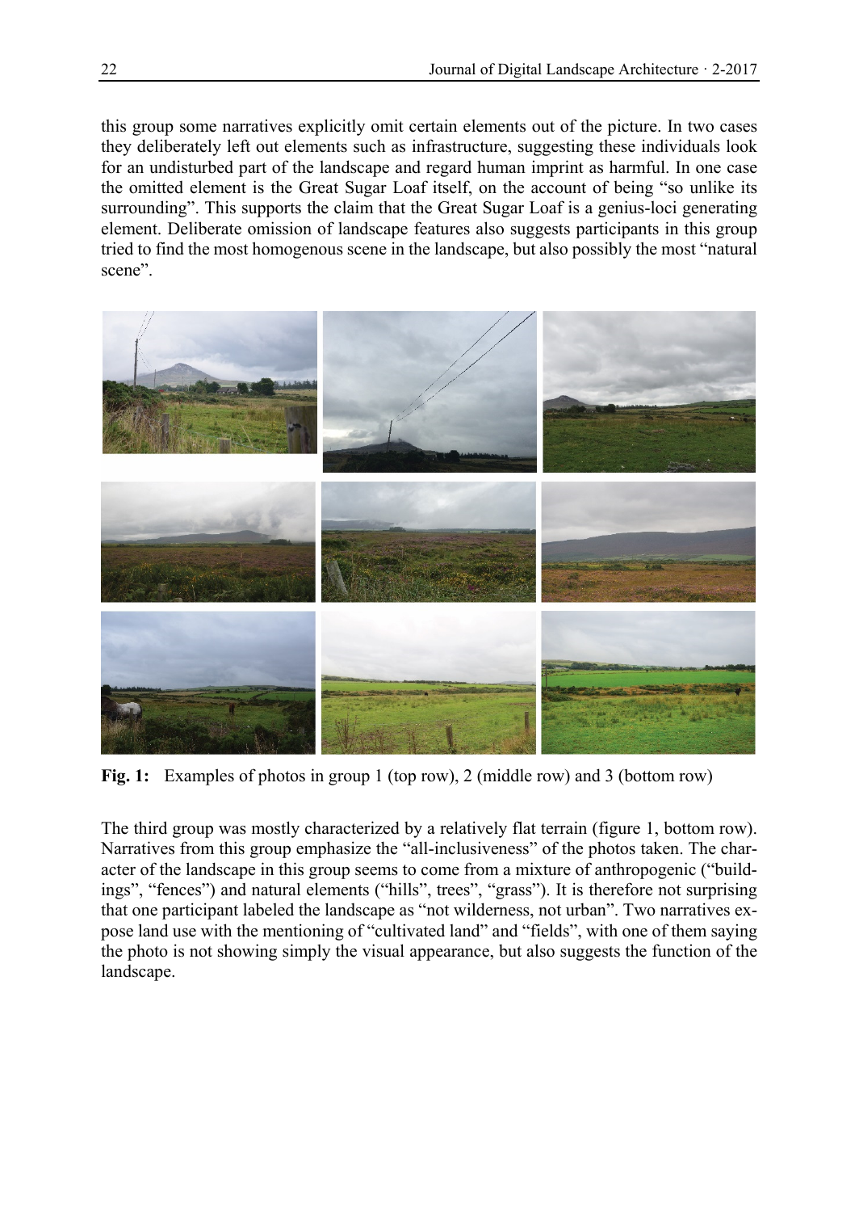this group some narratives explicitly omit certain elements out of the picture. In two cases they deliberately left out elements such as infrastructure, suggesting these individuals look for an undisturbed part of the landscape and regard human imprint as harmful. In one case the omitted element is the Great Sugar Loaf itself, on the account of being "so unlike its surrounding". This supports the claim that the Great Sugar Loaf is a genius-loci generating element. Deliberate omission of landscape features also suggests participants in this group tried to find the most homogenous scene in the landscape, but also possibly the most "natural scene".

**Fig. 1:** Examples of photos in group 1 (top row), 2 (middle row) and 3 (bottom row)

The third group was mostly characterized by a relatively flat terrain (figure 1, bottom row). Narratives from this group emphasize the "all-inclusiveness" of the photos taken. The character of the landscape in this group seems to come from a mixture of anthropogenic ("buildings", "fences") and natural elements ("hills", trees", "grass"). It is therefore not surprising that one participant labeled the landscape as "not wilderness, not urban". Two narratives expose land use with the mentioning of "cultivated land" and "fields", with one of them saying the photo is not showing simply the visual appearance, but also suggests the function of the landscape.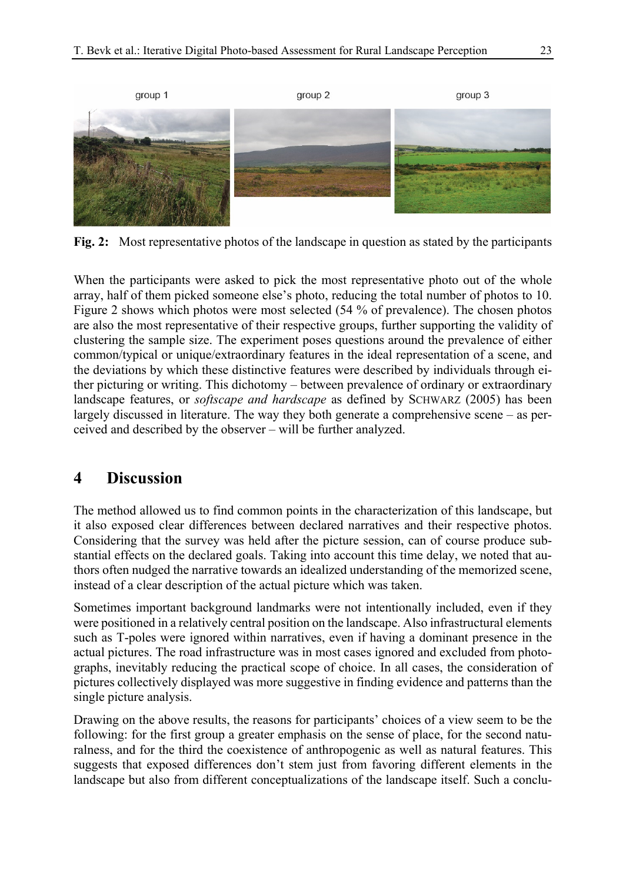group 1 group 2 group 3

**Fig. 2:** Most representative photos of the landscape in question as stated by the participants

When the participants were asked to pick the most representative photo out of the whole array, half of them picked someone else's photo, reducing the total number of photos to 10. Figure 2 shows which photos were most selected (54 % of prevalence). The chosen photos are also the most representative of their respective groups, further supporting the validity of clustering the sample size. The experiment poses questions around the prevalence of either common/typical or unique/extraordinary features in the ideal representation of a scene, and the deviations by which these distinctive features were described by individuals through either picturing or writing. This dichotomy – between prevalence of ordinary or extraordinary landscape features, or *softscape and hardscape* as defined by SCHWARZ (2005) has been largely discussed in literature. The way they both generate a comprehensive scene – as perceived and described by the observer – will be further analyzed.

## 4 Discussion

The method allowed us to find common points in the characterization of this landscape, but it also exposed clear differences between declared narratives and their respective photos. Considering that the survey was held after the picture session, can of course produce substantial effects on the declared goals. Taking into account this time delay, we noted that authors often nudged the narrative towards an idealized understanding of the memorized scene, instead of a clear description of the actual picture which was taken.

Sometimes important background landmarks were not intentionally included, even if they were positioned in a relatively central position on the landscape. Also infrastructural elements such as T-poles were ignored within narratives, even if having a dominant presence in the actual pictures. The road infrastructure was in most cases ignored and excluded from photographs, inevitably reducing the practical scope of choice. In all cases, the consideration of pictures collectively displayed was more suggestive in finding evidence and patterns than the single picture analysis.

Drawing on the above results, the reasons for participants' choices of a view seem to be the following: for the first group a greater emphasis on the sense of place, for the second naturalness, and for the third the coexistence of anthropogenic as well as natural features. This suggests that exposed differences don't stem just from favoring different elements in the landscape but also from different conceptualizations of the landscape itself. Such a conclu-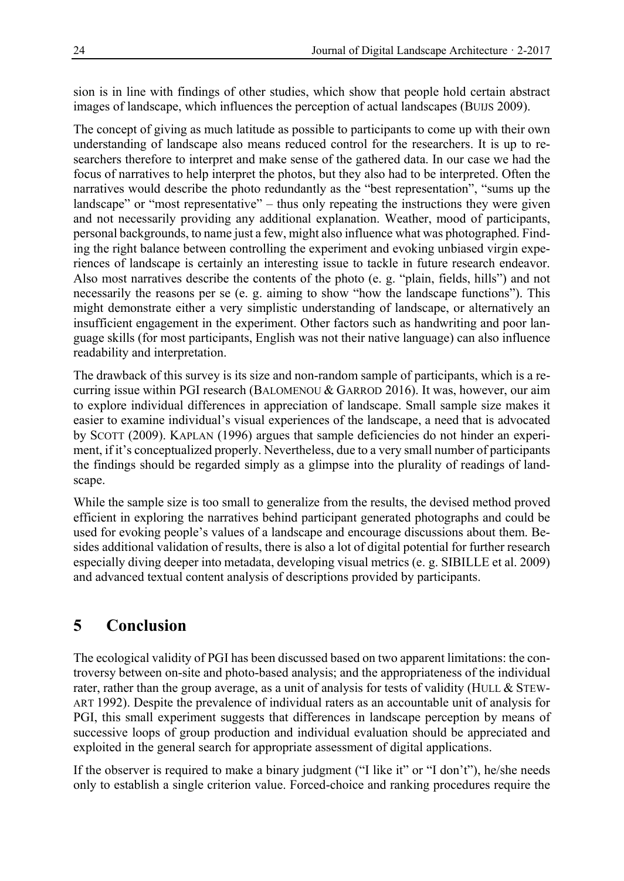sion is in line with findings of other studies, which show that people hold certain abstract images of landscape, which influences the perception of actual landscapes (BUIJS 2009).

The concept of giving as much latitude as possible to participants to come up with their own understanding of landscape also means reduced control for the researchers. It is up to researchers therefore to interpret and make sense of the gathered data. In our case we had the focus of narratives to help interpret the photos, but they also had to be interpreted. Often the narratives would describe the photo redundantly as the "best representation", "sums up the landscape" or "most representative" – thus only repeating the instructions they were given and not necessarily providing any additional explanation. Weather, mood of participants, personal backgrounds, to name just a few, might also influence what was photographed. Finding the right balance between controlling the experiment and evoking unbiased virgin experiences of landscape is certainly an interesting issue to tackle in future research endeavor. Also most narratives describe the contents of the photo (e. g. "plain, fields, hills") and not necessarily the reasons per se (e. g. aiming to show "how the landscape functions"). This might demonstrate either a very simplistic understanding of landscape, or alternatively an insufficient engagement in the experiment. Other factors such as handwriting and poor language skills (for most participants, English was not their native language) can also influence readability and interpretation.

The drawback of this survey is its size and non-random sample of participants, which is a recurring issue within PGI research (BALOMENOU & GARROD 2016). It was, however, our aim to explore individual differences in appreciation of landscape. Small sample size makes it easier to examine individual's visual experiences of the landscape, a need that is advocated by SCOTT (2009). KAPLAN (1996) argues that sample deficiencies do not hinder an experiment, if it's conceptualized properly. Nevertheless, due to a very small number of participants the findings should be regarded simply as a glimpse into the plurality of readings of landscape.

While the sample size is too small to generalize from the results, the devised method proved efficient in exploring the narratives behind participant generated photographs and could be used for evoking people's values of a landscape and encourage discussions about them. Besides additional validation of results, there is also a lot of digital potential for further research especially diving deeper into metadata, developing visual metrics (e. g. SIBILLE et al. 2009) and advanced textual content analysis of descriptions provided by participants.

# 5 Conclusion

The ecological validity of PGI has been discussed based on two apparent limitations: the controversy between on-site and photo-based analysis; and the appropriateness of the individual rater, rather than the group average, as a unit of analysis for tests of validity (HULL & STEWART 1992). Despite the prevalence of individual raters as an accountable unit of analysis for PGI, this small experiment suggests that differences in landscape perception by means of successive loops of group production and individual evaluation should be appreciated and exploited in the general search for appropriate assessment of digital applications.

If the observer is required to make a binary judgment ("I like it" or "I don't"), he/she needs only to establish a single criterion value. Forced-choice and ranking procedures require the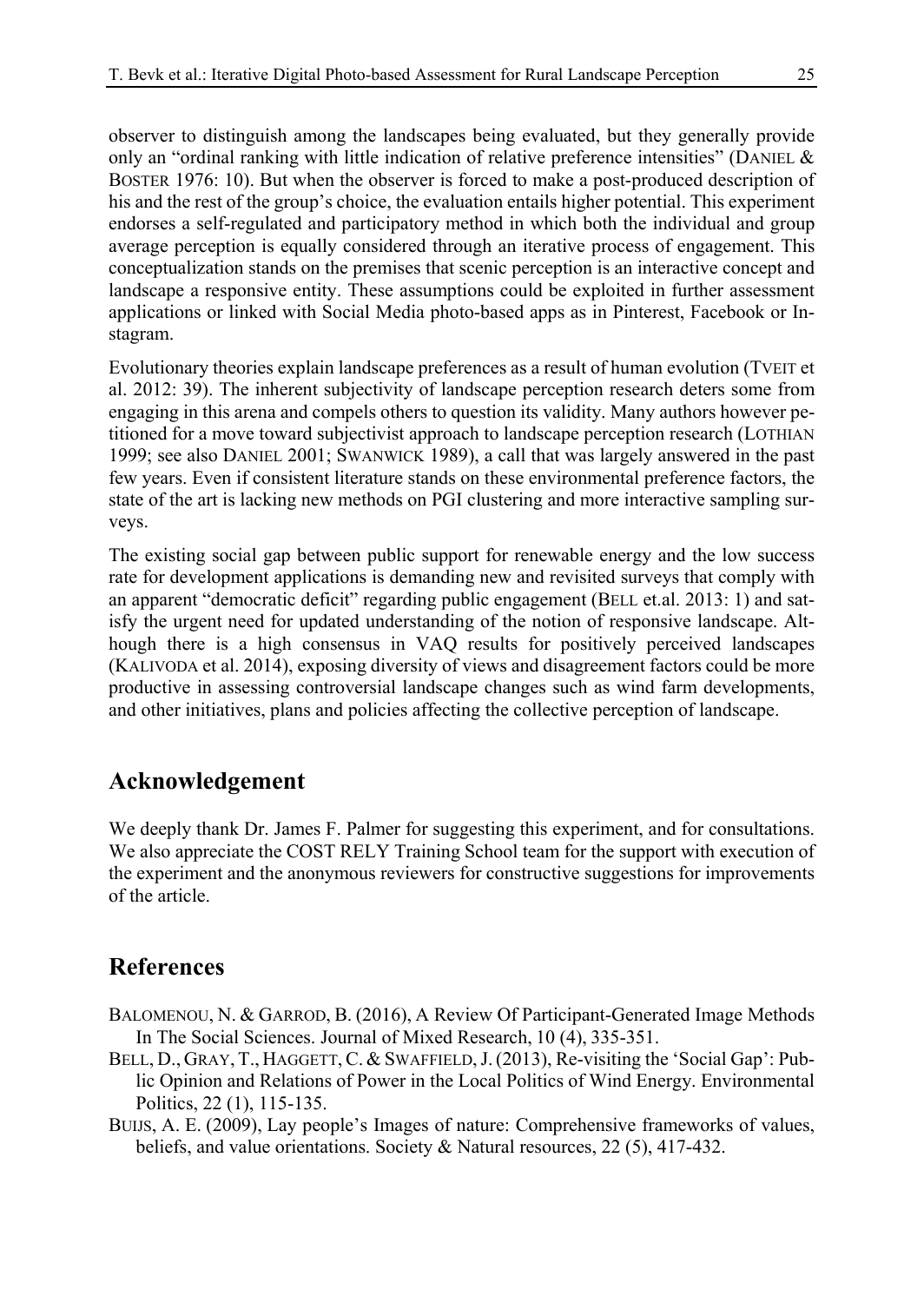observer to distinguish among the landscapes being evaluated, but they generally provide only an "ordinal ranking with little indication of relative preference intensities" (DANIEL & BOSTER 1976: 10). But when the observer is forced to make a post-produced description of his and the rest of the group's choice, the evaluation entails higher potential. This experiment endorses a self-regulated and participatory method in which both the individual and group average perception is equally considered through an iterative process of engagement. This conceptualization stands on the premises that scenic perception is an interactive concept and landscape a responsive entity. These assumptions could be exploited in further assessment applications or linked with Social Media photo-based apps as in Pinterest, Facebook or Instagram.

Evolutionary theories explain landscape preferences as a result of human evolution (TVEIT et al. 2012: 39). The inherent subjectivity of landscape perception research deters some from engaging in this arena and compels others to question its validity. Many authors however petitioned for a move toward subjectivist approach to landscape perception research (LOTHIAN 1999; see also DANIEL 2001; SWANWICK 1989), a call that was largely answered in the past few years. Even if consistent literature stands on these environmental preference factors, the state of the art is lacking new methods on PGI clustering and more interactive sampling surveys.

The existing social gap between public support for renewable energy and the low success rate for development applications is demanding new and revisited surveys that comply with an apparent "democratic deficit" regarding public engagement (BELL et.al. 2013: 1) and satisfy the urgent need for updated understanding of the notion of responsive landscape. Although there is a high consensus in VAQ results for positively perceived landscapes (KALIVODA et al. 2014), exposing diversity of views and disagreement factors could be more productive in assessing controversial landscape changes such as wind farm developments, and other initiatives, plans and policies affecting the collective perception of landscape.

## Acknowledgement

We deeply thank Dr. James F. Palmer for suggesting this experiment, and for consultations. We also appreciate the COST RELY Training School team for the support with execution of the experiment and the anonymous reviewers for constructive suggestions for improvements of the article.

## References

BALOMENOU, N. & GARROD, B. (2016), A Review Of Participant-Generated Image Methods In The Social Sciences. Journal of Mixed Research, 10 (4), 335-351.

BELL, D., GRAY, T., HAGGETT, C. & SWAFFIELD, J. (2013), Re-visiting the 'Social Gap': Public Opinion and Relations of Power in the Local Politics of Wind Energy. Environmental Politics, 22 (1), 115-135.

BUIJS, A. E. (2009), Lay people's Images of nature: Comprehensive frameworks of values, beliefs, and value orientations. Society & Natural resources, 22 (5), 417-432.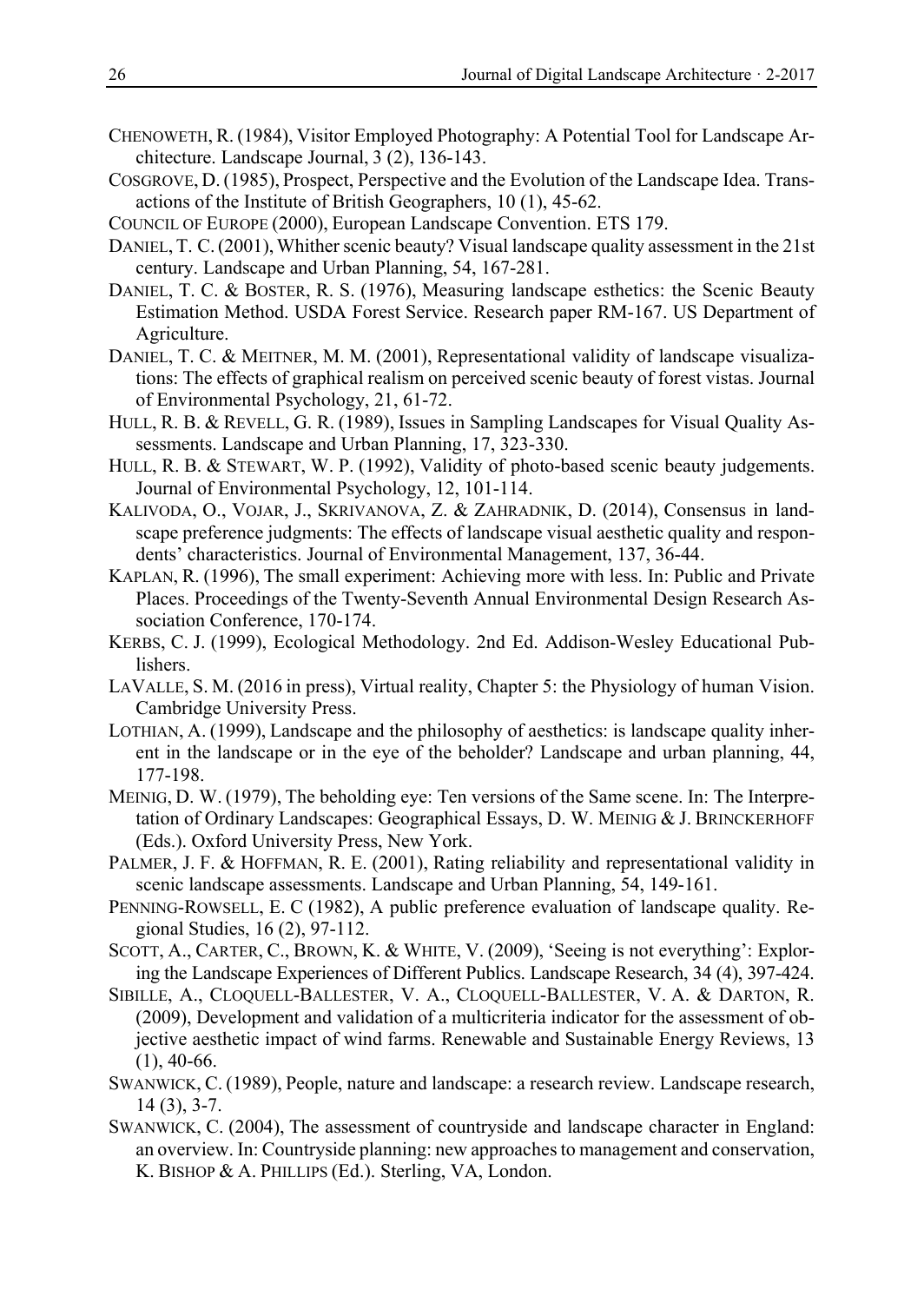CHENOWETH, R. (1984), Visitor Employed Photography: A Potential Tool for Landscape Architecture. Landscape Journal, 3 (2), 136-143.

COSGROVE, D. (1985), Prospect, Perspective and the Evolution of the Landscape Idea. Transactions of the Institute of British Geographers, 10 (1), 45-62.

COUNCIL OF EUROPE (2000), European Landscape Convention. ETS 179.

DANIEL, T. C. (2001), Whither scenic beauty? Visual landscape quality assessment in the 21st century. Landscape and Urban Planning, 54, 167-281.

DANIEL, T. C. & BOSTER, R. S. (1976), Measuring landscape esthetics: the Scenic Beauty Estimation Method. USDA Forest Service. Research paper RM-167. US Department of Agriculture.

DANIEL, T. C. & MEITNER, M. M. (2001), Representational validity of landscape visualizations: The effects of graphical realism on perceived scenic beauty of forest vistas. Journal of Environmental Psychology, 21, 61-72.

HULL, R. B. & REVELL, G. R. (1989), Issues in Sampling Landscapes for Visual Quality Assessments. Landscape and Urban Planning, 17, 323-330.

HULL, R. B. & STEWART, W. P. (1992), Validity of photo-based scenic beauty judgements. Journal of Environmental Psychology, 12, 101-114.

KALIVODA, O., VOJAR, J., SKRIVANOVA, Z. & ZAHRADNIK, D. (2014), Consensus in landscape preference judgments: The effects of landscape visual aesthetic quality and respondents' characteristics. Journal of Environmental Management, 137, 36-44.

KAPLAN, R. (1996), The small experiment: Achieving more with less. In: Public and Private Places. Proceedings of the Twenty-Seventh Annual Environmental Design Research Association Conference, 170-174.

KERBS, C. J. (1999), Ecological Methodology. 2nd Ed. Addison-Wesley Educational Publishers.

LAVALLE, S. M. (2016 in press), Virtual reality, Chapter 5: the Physiology of human Vision. Cambridge University Press.

LOTHIAN, A. (1999), Landscape and the philosophy of aesthetics: is landscape quality inherent in the landscape or in the eye of the beholder? Landscape and urban planning, 44, 177-198.

MEINIG, D. W. (1979), The beholding eye: Ten versions of the Same scene. In: The Interpretation of Ordinary Landscapes: Geographical Essays, D. W. MEINIG & J. BRINCKERHOFF (Eds.). Oxford University Press, New York.

PALMER, J. F. & HOFFMAN, R. E. (2001), Rating reliability and representational validity in scenic landscape assessments. Landscape and Urban Planning, 54, 149-161.

PENNING-ROWSELL, E. C (1982), A public preference evaluation of landscape quality. Regional Studies, 16 (2), 97-112.

SCOTT, A., CARTER, C., BROWN, K. & WHITE, V. (2009), 'Seeing is not everything': Exploring the Landscape Experiences of Different Publics. Landscape Research, 34 (4), 397-424.

SIBILLE, A., CLOQUELL-BALLESTER, V. A., CLOQUELL-BALLESTER, V. A. & DARTON, R. (2009), Development and validation of a multicriteria indicator for the assessment of objective aesthetic impact of wind farms. Renewable and Sustainable Energy Reviews, 13 (1), 40-66.

SWANWICK, C. (1989), People, nature and landscape: a research review. Landscape research, 14 (3), 3-7.

SWANWICK, C. (2004), The assessment of countryside and landscape character in England: an overview. In: Countryside planning: new approaches to management and conservation, K. BISHOP & A. PHILLIPS (Ed.). Sterling, VA, London.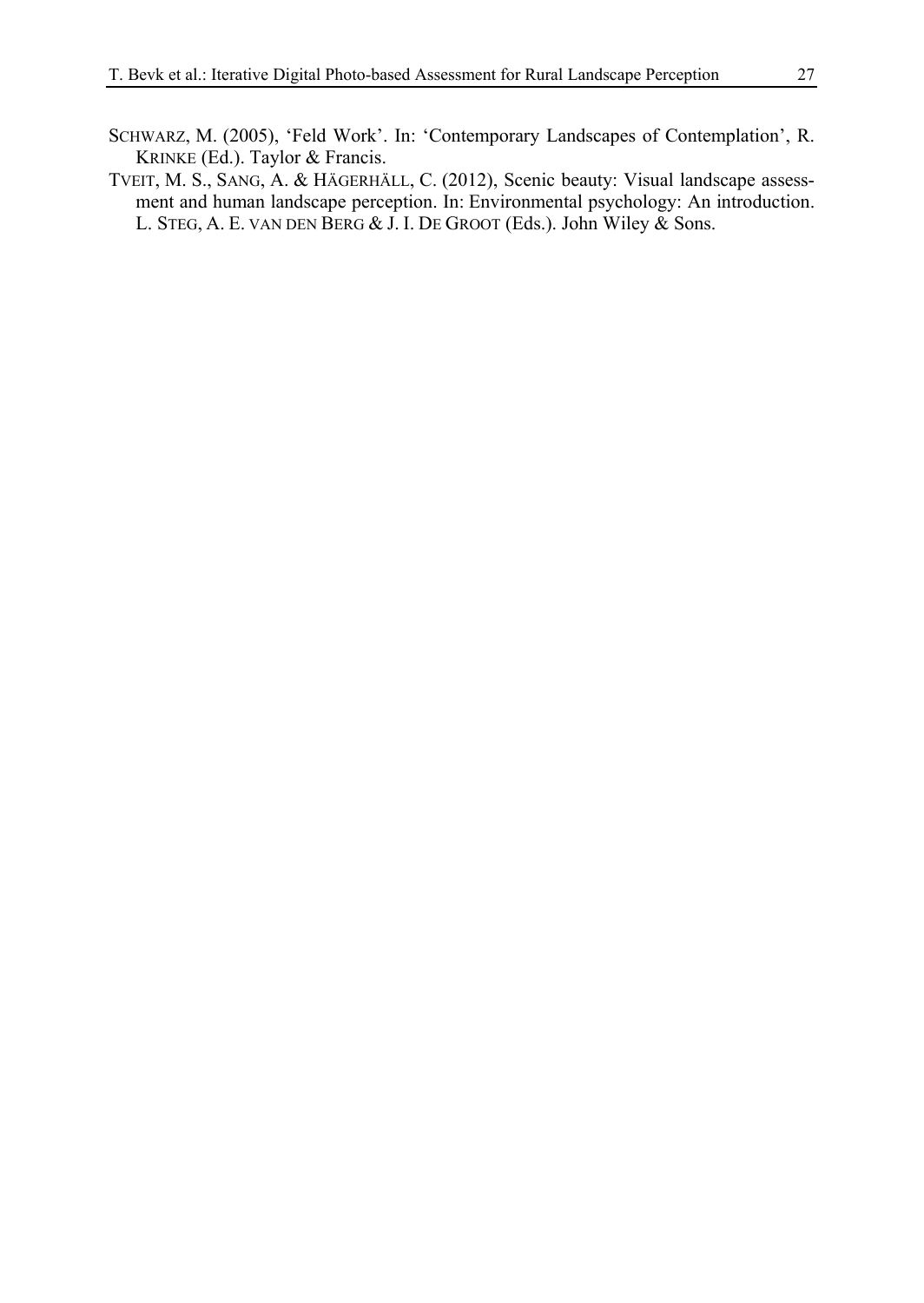SCHWARZ, M. (2005), 'Feld Work'. In: 'Contemporary Landscapes of Contemplation', R. KRINKE (Ed.). Taylor & Francis.

TVEIT, M. S., SANG, A. & HÄGERHÄLL, C. (2012), Scenic beauty: Visual landscape assessment and human landscape perception. In: Environmental psychology: An introduction. L. STEG, A. E. VAN DEN BERG & J. I. DE GROOT (Eds.). John Wiley & Sons.